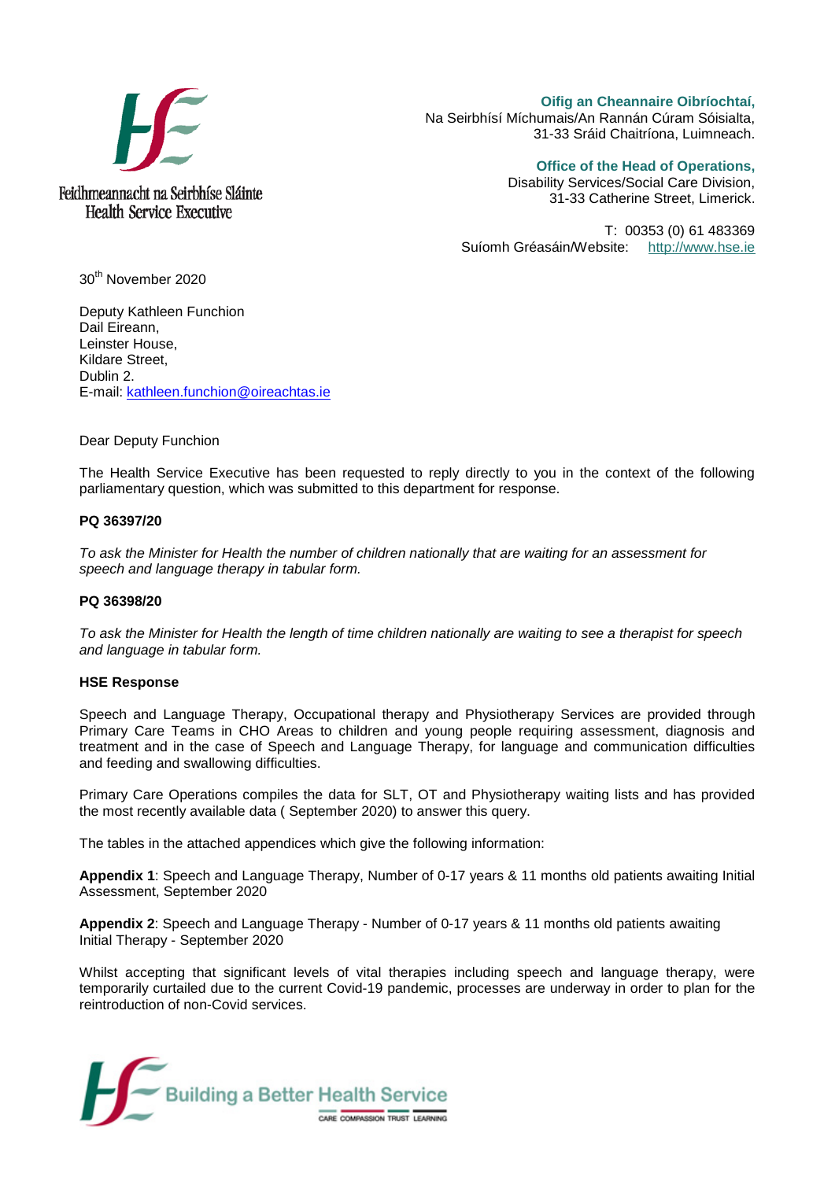Feidhmeannacht na Seirbhíse Sláinte
Health Service Executive

**Oifig an Cheannaire Oibríochtaí,**
Na Seirbhísí Míchumais/An Rannán Cúram Sóisialta,
31-33 Sráid Chaitríona, Luimneach.

**Office of the Head of Operations,**
Disability Services/Social Care Division,
31-33 Catherine Street, Limerick.

T: 00353 (0) 61 483369
Suíomh Gréasáin/Website: http://www.hse.ie

30th November 2020

Deputy Kathleen Funchion
Dail Eireann,
Leinster House,
Kildare Street,
Dublin 2.
E-mail: kathleen.funchion@oireachtas.ie

Dear Deputy Funchion

The Health Service Executive has been requested to reply directly to you in the context of the following parliamentary question, which was submitted to this department for response.

**PQ 36397/20**

*To ask the Minister for Health the number of children nationally that are waiting for an assessment for speech and language therapy in tabular form.*

**PQ 36398/20**

*To ask the Minister for Health the length of time children nationally are waiting to see a therapist for speech and language in tabular form.*

**HSE Response**

Speech and Language Therapy, Occupational therapy and Physiotherapy Services are provided through Primary Care Teams in CHO Areas to children and young people requiring assessment, diagnosis and treatment and in the case of Speech and Language Therapy, for language and communication difficulties and feeding and swallowing difficulties.

Primary Care Operations compiles the data for SLT, OT and Physiotherapy waiting lists and has provided the most recently available data ( September 2020) to answer this query.

The tables in the attached appendices which give the following information:

**Appendix 1**: Speech and Language Therapy, Number of 0-17 years & 11 months old patients awaiting Initial Assessment, September 2020

**Appendix 2**: Speech and Language Therapy - Number of 0-17 years & 11 months old patients awaiting Initial Therapy - September 2020

Whilst accepting that significant levels of vital therapies including speech and language therapy, were temporarily curtailed due to the current Covid-19 pandemic, processes are underway in order to plan for the reintroduction of non-Covid services.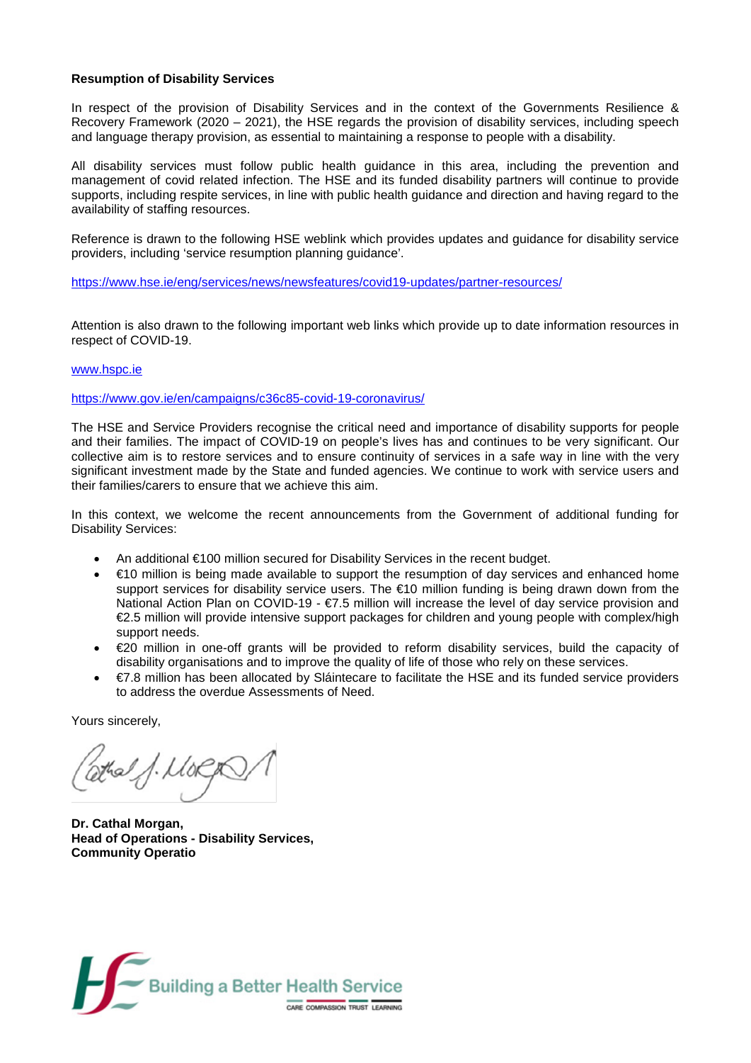**Resumption of Disability Services**

In respect of the provision of Disability Services and in the context of the Governments Resilience & Recovery Framework (2020 – 2021), the HSE regards the provision of disability services, including speech and language therapy provision, as essential to maintaining a response to people with a disability.

All disability services must follow public health guidance in this area, including the prevention and management of covid related infection. The HSE and its funded disability partners will continue to provide supports, including respite services, in line with public health guidance and direction and having regard to the availability of staffing resources.

Reference is drawn to the following HSE weblink which provides updates and guidance for disability service providers, including 'service resumption planning guidance'.

https://www.hse.ie/eng/services/news/newsfeatures/covid19-updates/partner-resources/

Attention is also drawn to the following important web links which provide up to date information resources in respect of COVID-19.

www.hspc.ie

https://www.gov.ie/en/campaigns/c36c85-covid-19-coronavirus/

The HSE and Service Providers recognise the critical need and importance of disability supports for people and their families. The impact of COVID-19 on people's lives has and continues to be very significant. Our collective aim is to restore services and to ensure continuity of services in a safe way in line with the very significant investment made by the State and funded agencies. We continue to work with service users and their families/carers to ensure that we achieve this aim.

In this context, we welcome the recent announcements from the Government of additional funding for Disability Services:

- An additional €100 million secured for Disability Services in the recent budget.
- €10 million is being made available to support the resumption of day services and enhanced home support services for disability service users. The €10 million funding is being drawn down from the National Action Plan on COVID-19 - €7.5 million will increase the level of day service provision and €2.5 million will provide intensive support packages for children and young people with complex/high support needs.
- €20 million in one-off grants will be provided to reform disability services, build the capacity of disability organisations and to improve the quality of life of those who rely on these services.
- €7.8 million has been allocated by Sláintecare to facilitate the HSE and its funded service providers to address the overdue Assessments of Need.

Yours sincerely,

**Dr. Cathal Morgan,**
**Head of Operations - Disability Services,**
**Community Operatio**

Building a Better Health Service

CARE COMPASSION TRUST LEARNING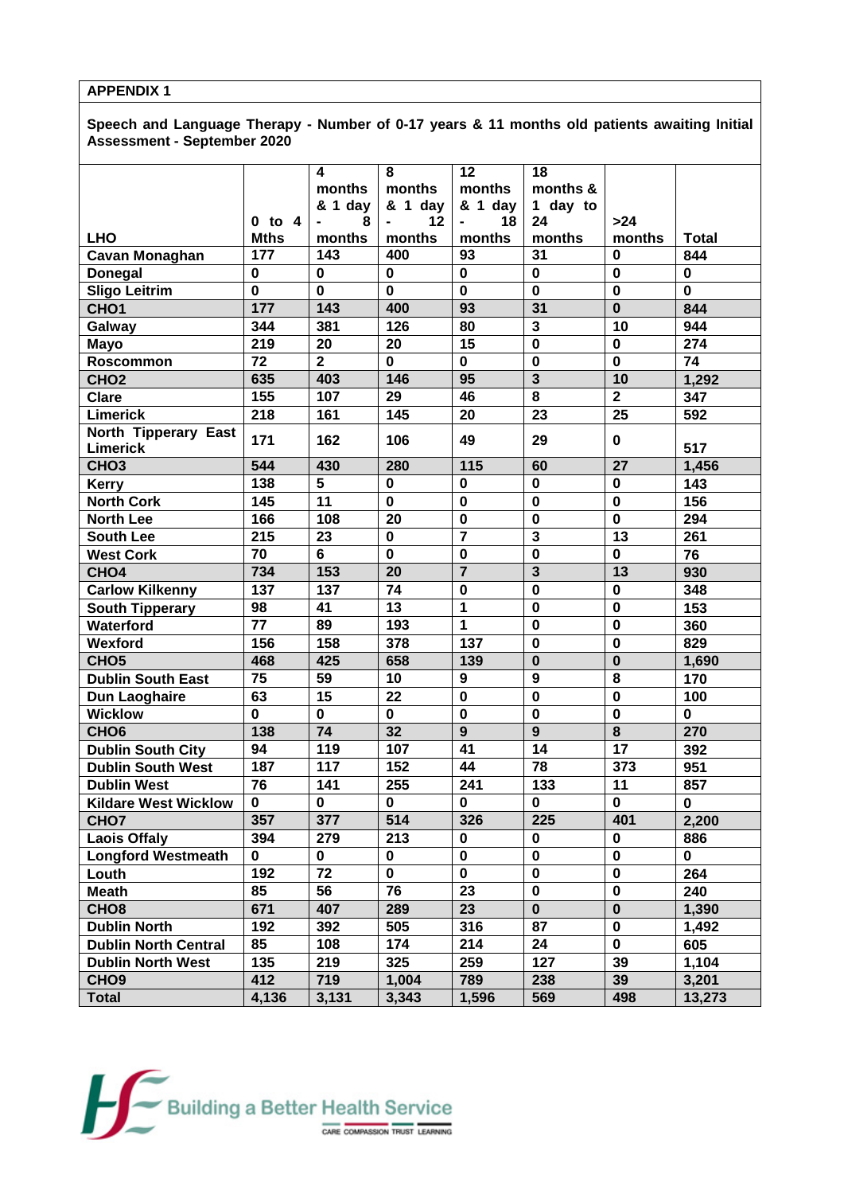**APPENDIX 1**

**Speech and Language Therapy - Number of 0-17 years & 11 months old patients awaiting Initial Assessment - September 2020**

| LHO | 0 to 4 Mths | 4 months & 1 day - 8 months | 8 months & 1 day - 12 months | 12 months & 1 day - 18 months | 18 months & 1 day to 24 months | >24 months | Total |
|---|---|---|---|---|---|---|---|
| Cavan Monaghan | 177 | 143 | 400 | 93 | 31 | 0 | 844 |
| Donegal | 0 | 0 | 0 | 0 | 0 | 0 | 0 |
| Sligo Leitrim | 0 | 0 | 0 | 0 | 0 | 0 | 0 |
| CHO1 | 177 | 143 | 400 | 93 | 31 | 0 | 844 |
| Galway | 344 | 381 | 126 | 80 | 3 | 10 | 944 |
| Mayo | 219 | 20 | 20 | 15 | 0 | 0 | 274 |
| Roscommon | 72 | 2 | 0 | 0 | 0 | 0 | 74 |
| CHO2 | 635 | 403 | 146 | 95 | 3 | 10 | 1,292 |
| Clare | 155 | 107 | 29 | 46 | 8 | 2 | 347 |
| Limerick | 218 | 161 | 145 | 20 | 23 | 25 | 592 |
| North Tipperary East Limerick | 171 | 162 | 106 | 49 | 29 | 0 | 517 |
| CHO3 | 544 | 430 | 280 | 115 | 60 | 27 | 1,456 |
| Kerry | 138 | 5 | 0 | 0 | 0 | 0 | 143 |
| North Cork | 145 | 11 | 0 | 0 | 0 | 0 | 156 |
| North Lee | 166 | 108 | 20 | 0 | 0 | 0 | 294 |
| South Lee | 215 | 23 | 0 | 7 | 3 | 13 | 261 |
| West Cork | 70 | 6 | 0 | 0 | 0 | 0 | 76 |
| CHO4 | 734 | 153 | 20 | 7 | 3 | 13 | 930 |
| Carlow Kilkenny | 137 | 137 | 74 | 0 | 0 | 0 | 348 |
| South Tipperary | 98 | 41 | 13 | 1 | 0 | 0 | 153 |
| Waterford | 77 | 89 | 193 | 1 | 0 | 0 | 360 |
| Wexford | 156 | 158 | 378 | 137 | 0 | 0 | 829 |
| CHO5 | 468 | 425 | 658 | 139 | 0 | 0 | 1,690 |
| Dublin South East | 75 | 59 | 10 | 9 | 9 | 8 | 170 |
| Dun Laoghaire | 63 | 15 | 22 | 0 | 0 | 0 | 100 |
| Wicklow | 0 | 0 | 0 | 0 | 0 | 0 | 0 |
| CHO6 | 138 | 74 | 32 | 9 | 9 | 8 | 270 |
| Dublin South City | 94 | 119 | 107 | 41 | 14 | 17 | 392 |
| Dublin South West | 187 | 117 | 152 | 44 | 78 | 373 | 951 |
| Dublin West | 76 | 141 | 255 | 241 | 133 | 11 | 857 |
| Kildare West Wicklow | 0 | 0 | 0 | 0 | 0 | 0 | 0 |
| CHO7 | 357 | 377 | 514 | 326 | 225 | 401 | 2,200 |
| Laois Offaly | 394 | 279 | 213 | 0 | 0 | 0 | 886 |
| Longford Westmeath | 0 | 0 | 0 | 0 | 0 | 0 | 0 |
| Louth | 192 | 72 | 0 | 0 | 0 | 0 | 264 |
| Meath | 85 | 56 | 76 | 23 | 0 | 0 | 240 |
| CHO8 | 671 | 407 | 289 | 23 | 0 | 0 | 1,390 |
| Dublin North | 192 | 392 | 505 | 316 | 87 | 0 | 1,492 |
| Dublin North Central | 85 | 108 | 174 | 214 | 24 | 0 | 605 |
| Dublin North West | 135 | 219 | 325 | 259 | 127 | 39 | 1,104 |
| CHO9 | 412 | 719 | 1,004 | 789 | 238 | 39 | 3,201 |
| Total | 4,136 | 3,131 | 3,343 | 1,596 | 569 | 498 | 13,273 |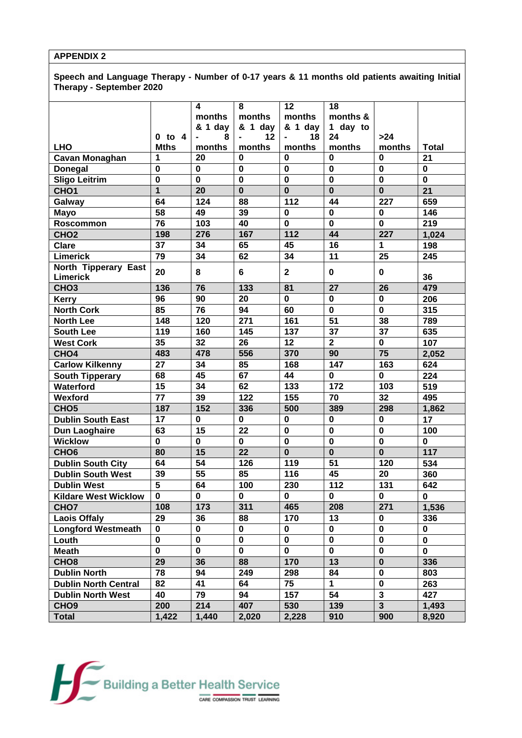**APPENDIX 2**

**Speech and Language Therapy - Number of 0-17 years & 11 months old patients awaiting Initial Therapy - September 2020**

| LHO | 0 to 4 Mths | 4 months & 1 day - 8 months | 8 months & 1 day - 12 months | 12 months & 1 day - 18 months | 18 months & 1 day to 24 months | >24 months | Total |
|---|---|---|---|---|---|---|---|
| Cavan Monaghan | 1 | 20 | 0 | 0 | 0 | 0 | 21 |
| Donegal | 0 | 0 | 0 | 0 | 0 | 0 | 0 |
| Sligo Leitrim | 0 | 0 | 0 | 0 | 0 | 0 | 0 |
| CHO1 | 1 | 20 | 0 | 0 | 0 | 0 | 21 |
| Galway | 64 | 124 | 88 | 112 | 44 | 227 | 659 |
| Mayo | 58 | 49 | 39 | 0 | 0 | 0 | 146 |
| Roscommon | 76 | 103 | 40 | 0 | 0 | 0 | 219 |
| CHO2 | 198 | 276 | 167 | 112 | 44 | 227 | 1,024 |
| Clare | 37 | 34 | 65 | 45 | 16 | 1 | 198 |
| Limerick | 79 | 34 | 62 | 34 | 11 | 25 | 245 |
| North Tipperary East Limerick | 20 | 8 | 6 | 2 | 0 | 0 | 36 |
| CHO3 | 136 | 76 | 133 | 81 | 27 | 26 | 479 |
| Kerry | 96 | 90 | 20 | 0 | 0 | 0 | 206 |
| North Cork | 85 | 76 | 94 | 60 | 0 | 0 | 315 |
| North Lee | 148 | 120 | 271 | 161 | 51 | 38 | 789 |
| South Lee | 119 | 160 | 145 | 137 | 37 | 37 | 635 |
| West Cork | 35 | 32 | 26 | 12 | 2 | 0 | 107 |
| CHO4 | 483 | 478 | 556 | 370 | 90 | 75 | 2,052 |
| Carlow Kilkenny | 27 | 34 | 85 | 168 | 147 | 163 | 624 |
| South Tipperary | 68 | 45 | 67 | 44 | 0 | 0 | 224 |
| Waterford | 15 | 34 | 62 | 133 | 172 | 103 | 519 |
| Wexford | 77 | 39 | 122 | 155 | 70 | 32 | 495 |
| CHO5 | 187 | 152 | 336 | 500 | 389 | 298 | 1,862 |
| Dublin South East | 17 | 0 | 0 | 0 | 0 | 0 | 17 |
| Dun Laoghaire | 63 | 15 | 22 | 0 | 0 | 0 | 100 |
| Wicklow | 0 | 0 | 0 | 0 | 0 | 0 | 0 |
| CHO6 | 80 | 15 | 22 | 0 | 0 | 0 | 117 |
| Dublin South City | 64 | 54 | 126 | 119 | 51 | 120 | 534 |
| Dublin South West | 39 | 55 | 85 | 116 | 45 | 20 | 360 |
| Dublin West | 5 | 64 | 100 | 230 | 112 | 131 | 642 |
| Kildare West Wicklow | 0 | 0 | 0 | 0 | 0 | 0 | 0 |
| CHO7 | 108 | 173 | 311 | 465 | 208 | 271 | 1,536 |
| Laois Offaly | 29 | 36 | 88 | 170 | 13 | 0 | 336 |
| Longford Westmeath | 0 | 0 | 0 | 0 | 0 | 0 | 0 |
| Louth | 0 | 0 | 0 | 0 | 0 | 0 | 0 |
| Meath | 0 | 0 | 0 | 0 | 0 | 0 | 0 |
| CHO8 | 29 | 36 | 88 | 170 | 13 | 0 | 336 |
| Dublin North | 78 | 94 | 249 | 298 | 84 | 0 | 803 |
| Dublin North Central | 82 | 41 | 64 | 75 | 1 | 0 | 263 |
| Dublin North West | 40 | 79 | 94 | 157 | 54 | 3 | 427 |
| CHO9 | 200 | 214 | 407 | 530 | 139 | 3 | 1,493 |
| Total | 1,422 | 1,440 | 2,020 | 2,228 | 910 | 900 | 8,920 |

Building a Better Health Service

CARE COMPASSION TRUST LEARNING